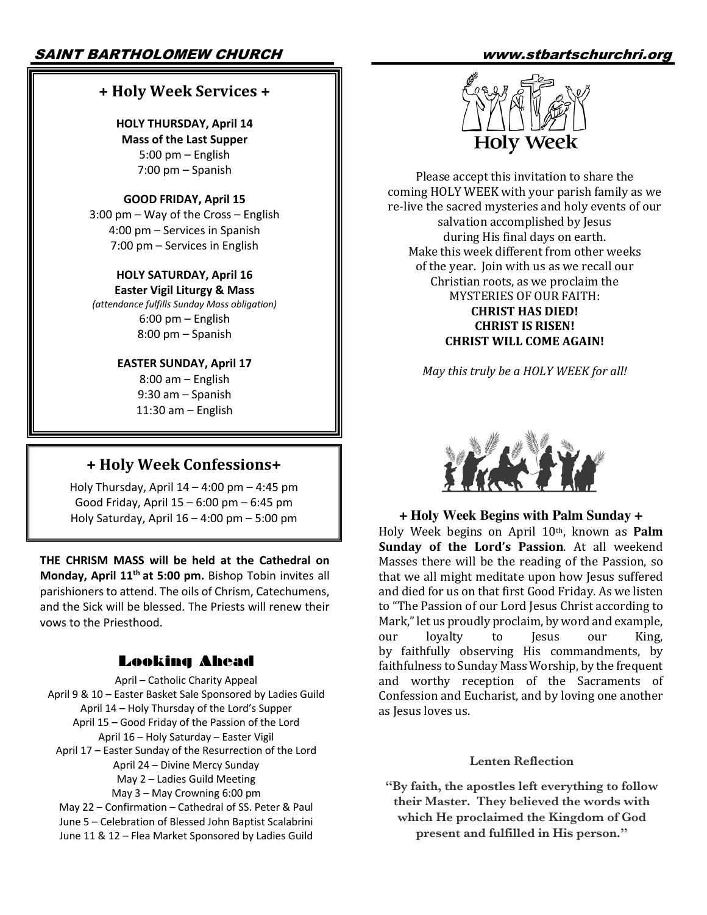## + Holy Week Services +

**HOLY THURSDAY, April 14**
**Mass of the Last Supper**
5:00 pm – English
7:00 pm – Spanish

**GOOD FRIDAY, April 15**
3:00 pm – Way of the Cross – English
4:00 pm – Services in Spanish
7:00 pm – Services in English

**HOLY SATURDAY, April 16**
**Easter Vigil Liturgy & Mass**
*(attendance fulfills Sunday Mass obligation)*
6:00 pm – English
8:00 pm – Spanish

**EASTER SUNDAY, April 17**
8:00 am – English
9:30 am – Spanish
11:30 am – English

## + Holy Week Confessions+

Holy Thursday, April 14 – 4:00 pm – 4:45 pm
Good Friday, April 15 – 6:00 pm – 6:45 pm
Holy Saturday, April 16 – 4:00 pm – 5:00 pm

**THE CHRISM MASS will be held at the Cathedral on Monday, April 11th at 5:00 pm.** Bishop Tobin invites all parishioners to attend. The oils of Chrism, Catechumens, and the Sick will be blessed. The Priests will renew their vows to the Priesthood.

## Looking Ahead

April – Catholic Charity Appeal
April 9 & 10 – Easter Basket Sale Sponsored by Ladies Guild
April 14 – Holy Thursday of the Lord's Supper
April 15 – Good Friday of the Passion of the Lord
April 16 – Holy Saturday – Easter Vigil
April 17 – Easter Sunday of the Resurrection of the Lord
April 24 – Divine Mercy Sunday
May 2 – Ladies Guild Meeting
May 3 – May Crowning 6:00 pm
May 22 – Confirmation – Cathedral of SS. Peter & Paul
June 5 – Celebration of Blessed John Baptist Scalabrini
June 11 & 12 – Flea Market Sponsored by Ladies Guild

## Holy Week

Please accept this invitation to share the coming HOLY WEEK with your parish family as we re-live the sacred mysteries and holy events of our salvation accomplished by Jesus during His final days on earth. Make this week different from other weeks of the year. Join with us as we recall our Christian roots, as we proclaim the MYSTERIES OF OUR FAITH:
**CHRIST HAS DIED!**
**CHRIST IS RISEN!**
**CHRIST WILL COME AGAIN!**

*May this truly be a HOLY WEEK for all!*

### + Holy Week Begins with Palm Sunday +

Holy Week begins on April 10th, known as **Palm Sunday of the Lord's Passion**. At all weekend Masses there will be the reading of the Passion, so that we all might meditate upon how Jesus suffered and died for us on that first Good Friday. As we listen to "The Passion of our Lord Jesus Christ according to Mark," let us proudly proclaim, by word and example, our loyalty to Jesus our King, by faithfully observing His commandments, by faithfulness to Sunday Mass Worship, by the frequent and worthy reception of the Sacraments of Confession and Eucharist, and by loving one another as Jesus loves us.

### Lenten Reflection

**"By faith, the apostles left everything to follow their Master. They believed the words with which He proclaimed the Kingdom of God present and fulfilled in His person."**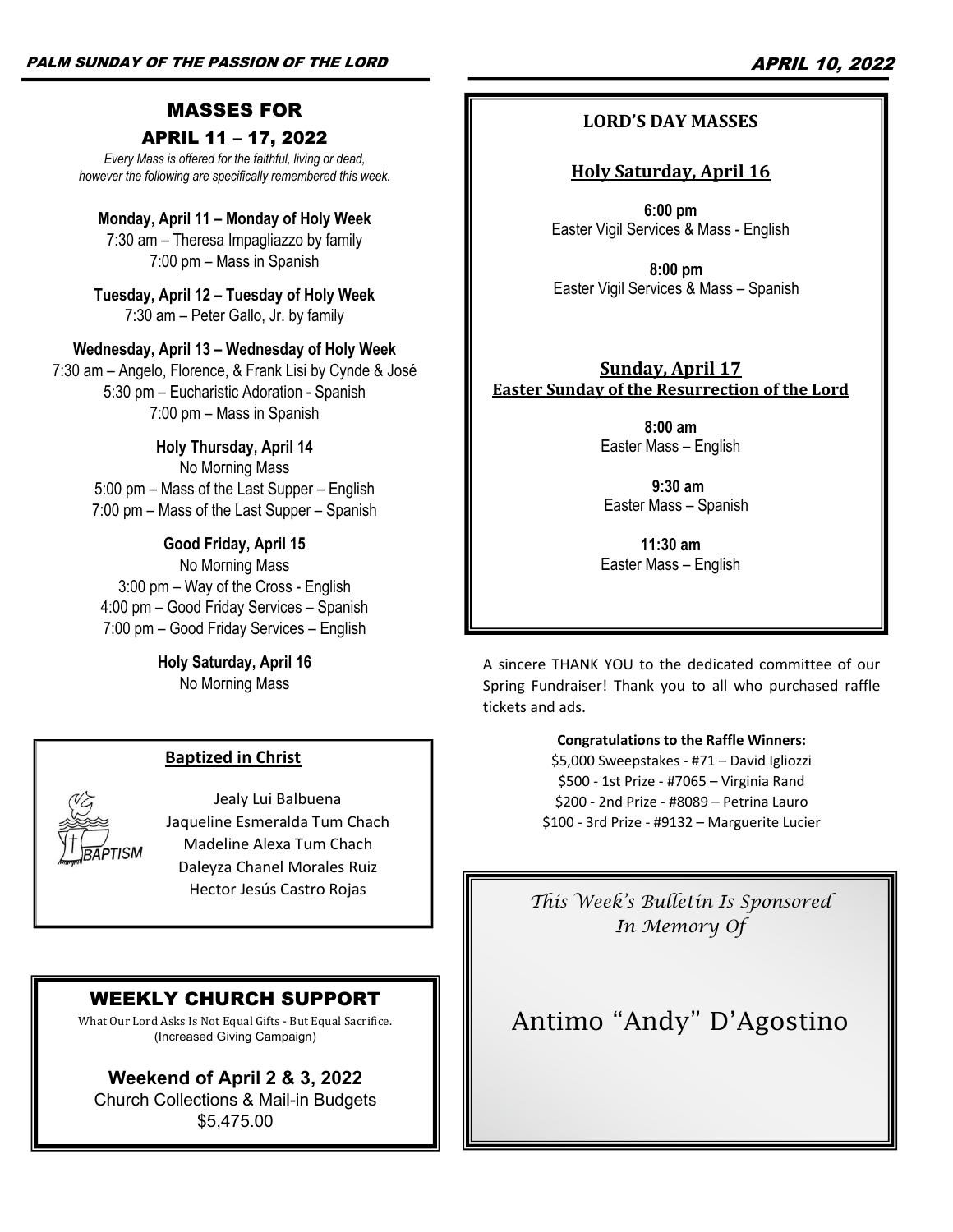## MASSES FOR
## APRIL 11 – 17, 2022

*Every Mass is offered for the faithful, living or dead, however the following are specifically remembered this week.*

**Monday, April 11 – Monday of Holy Week**
7:30 am – Theresa Impagliazzo by family
7:00 pm – Mass in Spanish

**Tuesday, April 12 – Tuesday of Holy Week**
7:30 am – Peter Gallo, Jr. by family

**Wednesday, April 13 – Wednesday of Holy Week**
7:30 am – Angelo, Florence, & Frank Lisi by Cynde & José
5:30 pm – Eucharistic Adoration - Spanish
7:00 pm – Mass in Spanish

**Holy Thursday, April 14**
No Morning Mass
5:00 pm – Mass of the Last Supper – English
7:00 pm – Mass of the Last Supper – Spanish

**Good Friday, April 15**
No Morning Mass
3:00 pm – Way of the Cross - English
4:00 pm – Good Friday Services – Spanish
7:00 pm – Good Friday Services – English

**Holy Saturday, April 16**
No Morning Mass

### Baptized in Christ

Jealy Lui Balbuena
Jaqueline Esmeralda Tum Chach
Madeline Alexa Tum Chach
Daleyza Chanel Morales Ruiz
Hector Jesús Castro Rojas

## WEEKLY CHURCH SUPPORT

What Our Lord Asks Is Not Equal Gifts - But Equal Sacrifice.
(Increased Giving Campaign)

**Weekend of April 2 & 3, 2022**
Church Collections & Mail-in Budgets
$5,475.00

## LORD'S DAY MASSES

### Holy Saturday, April 16

**6:00 pm**
Easter Vigil Services & Mass - English

**8:00 pm**
Easter Vigil Services & Mass – Spanish

### Sunday, April 17
### Easter Sunday of the Resurrection of the Lord

**8:00 am**
Easter Mass – English

**9:30 am**
Easter Mass – Spanish

**11:30 am**
Easter Mass – English

A sincere THANK YOU to the dedicated committee of our Spring Fundraiser! Thank you to all who purchased raffle tickets and ads.

**Congratulations to the Raffle Winners:**
$5,000 Sweepstakes - #71 – David Igliozzi
$500 - 1st Prize - #7065 – Virginia Rand
$200 - 2nd Prize - #8089 – Petrina Lauro
$100 - 3rd Prize - #9132 – Marguerite Lucier

*This Week's Bulletin Is Sponsored In Memory Of*

Antimo "Andy" D'Agostino